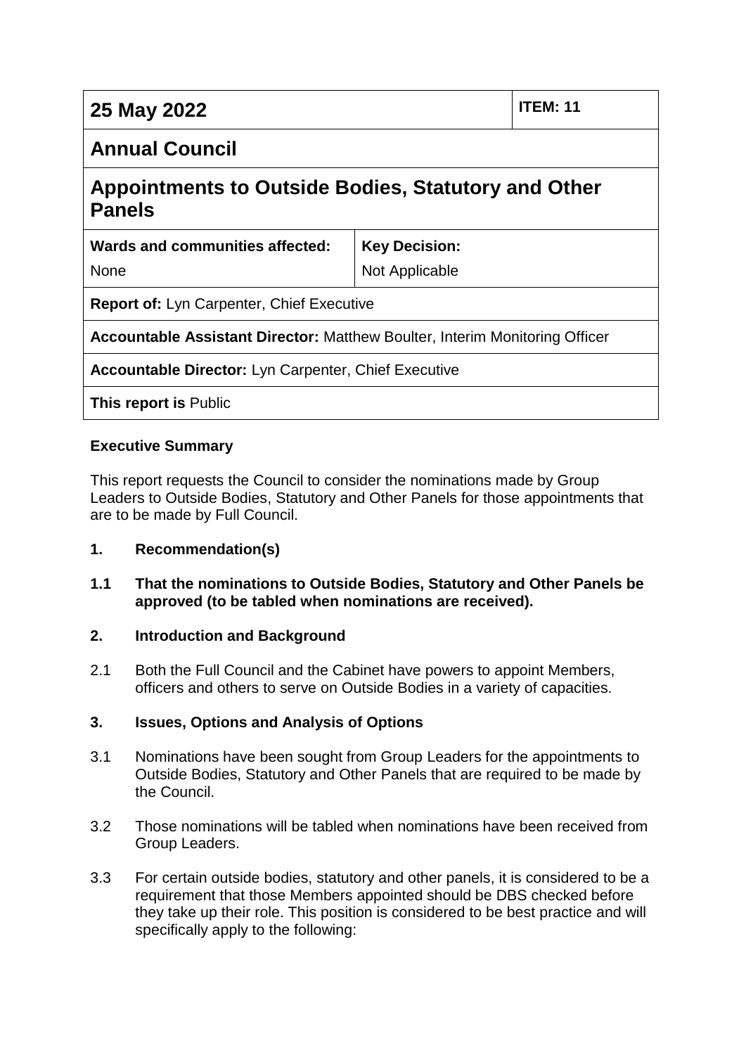| 25 May 2022 | | ITEM: 11 |
|---|---|---|
| **Annual Council** | | |
| **Appointments to Outside Bodies, Statutory and Other Panels** | | |
| **Wards and communities affected:** None | **Key Decision:** Not Applicable | |
| **Report of:** Lyn Carpenter, Chief Executive | | |
| **Accountable Assistant Director:** Matthew Boulter, Interim Monitoring Officer | | |
| **Accountable Director:** Lyn Carpenter, Chief Executive | | |
| **This report is** Public | | |

**Executive Summary**

This report requests the Council to consider the nominations made by Group Leaders to Outside Bodies, Statutory and Other Panels for those appointments that are to be made by Full Council.

**1. Recommendation(s)**

**1.1 That the nominations to Outside Bodies, Statutory and Other Panels be approved (to be tabled when nominations are received).**

**2. Introduction and Background**

2.1 Both the Full Council and the Cabinet have powers to appoint Members, officers and others to serve on Outside Bodies in a variety of capacities.

**3. Issues, Options and Analysis of Options**

3.1 Nominations have been sought from Group Leaders for the appointments to Outside Bodies, Statutory and Other Panels that are required to be made by the Council.

3.2 Those nominations will be tabled when nominations have been received from Group Leaders.

3.3 For certain outside bodies, statutory and other panels, it is considered to be a requirement that those Members appointed should be DBS checked before they take up their role. This position is considered to be best practice and will specifically apply to the following: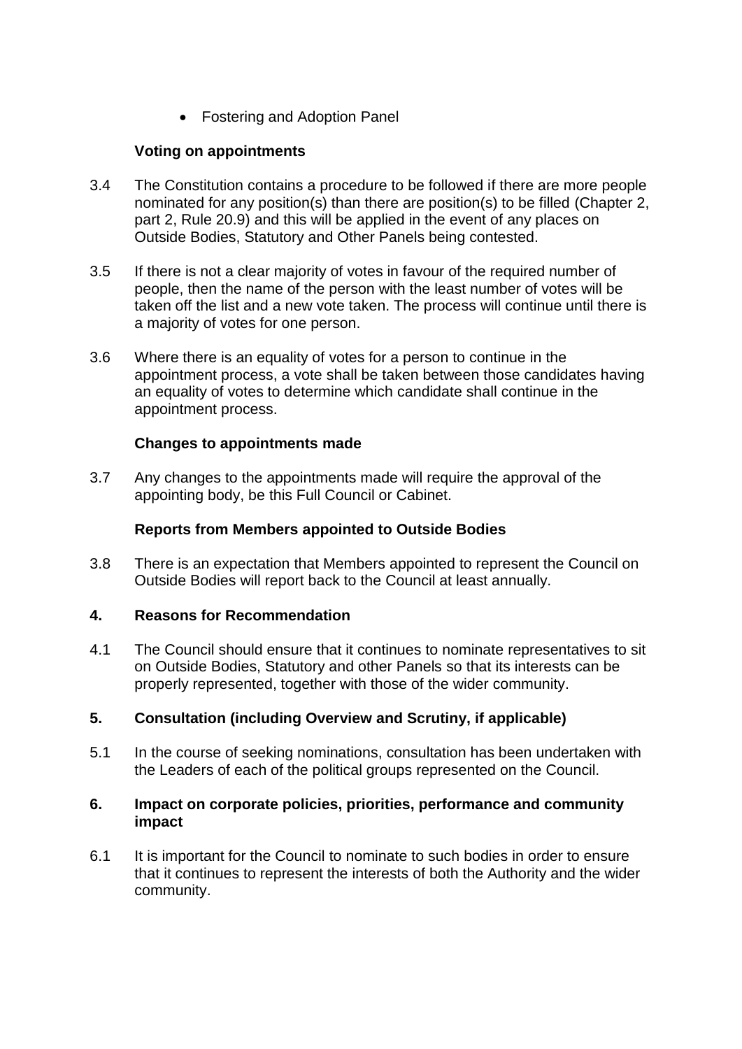- Fostering and Adoption Panel

**Voting on appointments**

3.4 The Constitution contains a procedure to be followed if there are more people nominated for any position(s) than there are position(s) to be filled (Chapter 2, part 2, Rule 20.9) and this will be applied in the event of any places on Outside Bodies, Statutory and Other Panels being contested.

3.5 If there is not a clear majority of votes in favour of the required number of people, then the name of the person with the least number of votes will be taken off the list and a new vote taken. The process will continue until there is a majority of votes for one person.

3.6 Where there is an equality of votes for a person to continue in the appointment process, a vote shall be taken between those candidates having an equality of votes to determine which candidate shall continue in the appointment process.

**Changes to appointments made**

3.7 Any changes to the appointments made will require the approval of the appointing body, be this Full Council or Cabinet.

**Reports from Members appointed to Outside Bodies**

3.8 There is an expectation that Members appointed to represent the Council on Outside Bodies will report back to the Council at least annually.

## 4. Reasons for Recommendation

4.1 The Council should ensure that it continues to nominate representatives to sit on Outside Bodies, Statutory and other Panels so that its interests can be properly represented, together with those of the wider community.

## 5. Consultation (including Overview and Scrutiny, if applicable)

5.1 In the course of seeking nominations, consultation has been undertaken with the Leaders of each of the political groups represented on the Council.

## 6. Impact on corporate policies, priorities, performance and community impact

6.1 It is important for the Council to nominate to such bodies in order to ensure that it continues to represent the interests of both the Authority and the wider community.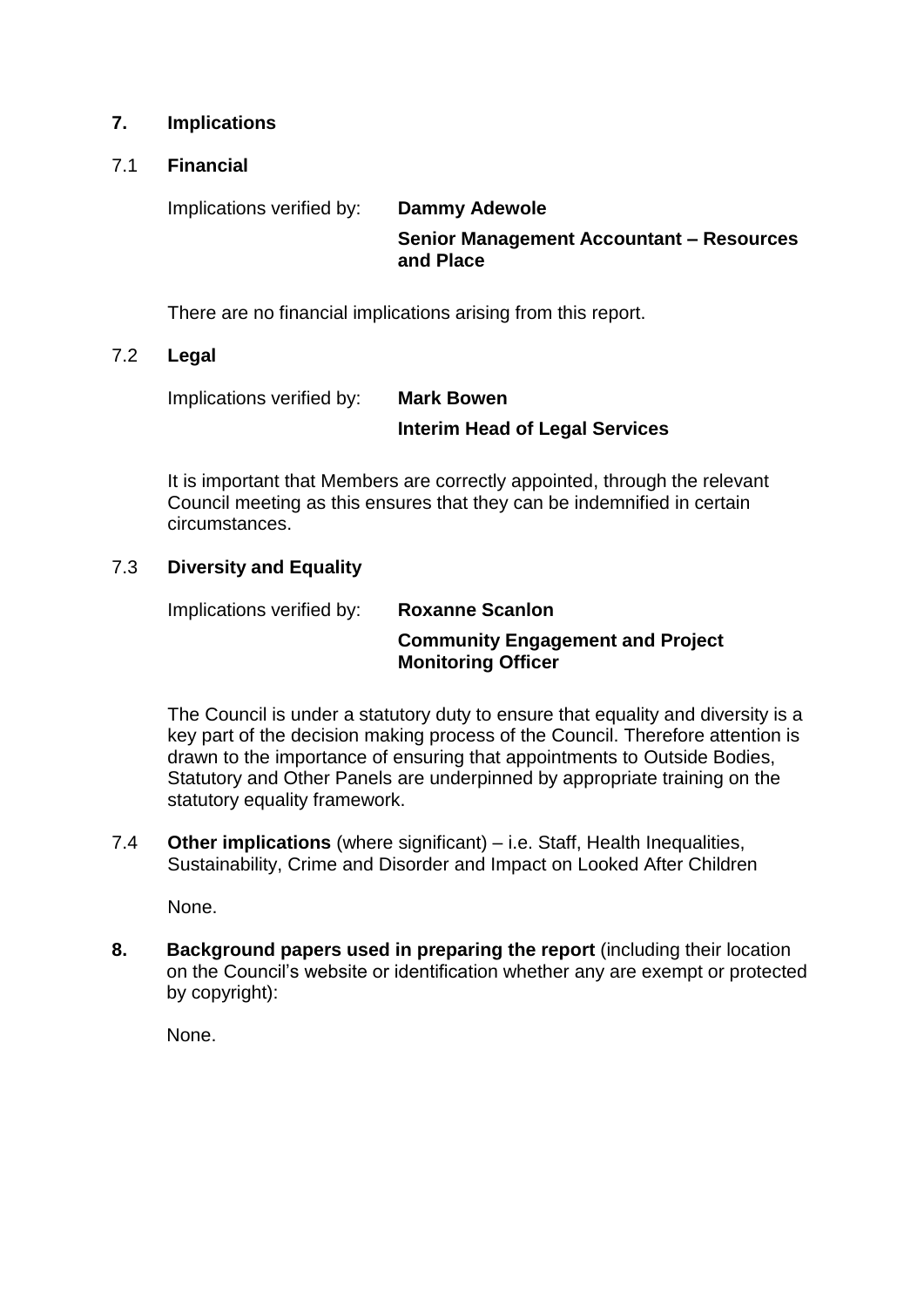## 7. Implications

### 7.1 Financial

Implications verified by: **Dammy Adewole**

**Senior Management Accountant – Resources and Place**

There are no financial implications arising from this report.

### 7.2 Legal

Implications verified by: **Mark Bowen**

**Interim Head of Legal Services**

It is important that Members are correctly appointed, through the relevant Council meeting as this ensures that they can be indemnified in certain circumstances.

### 7.3 Diversity and Equality

Implications verified by: **Roxanne Scanlon**

**Community Engagement and Project Monitoring Officer**

The Council is under a statutory duty to ensure that equality and diversity is a key part of the decision making process of the Council. Therefore attention is drawn to the importance of ensuring that appointments to Outside Bodies, Statutory and Other Panels are underpinned by appropriate training on the statutory equality framework.

### 7.4 **Other implications** (where significant) – i.e. Staff, Health Inequalities, Sustainability, Crime and Disorder and Impact on Looked After Children

None.

## 8. **Background papers used in preparing the report** (including their location on the Council's website or identification whether any are exempt or protected by copyright):

None.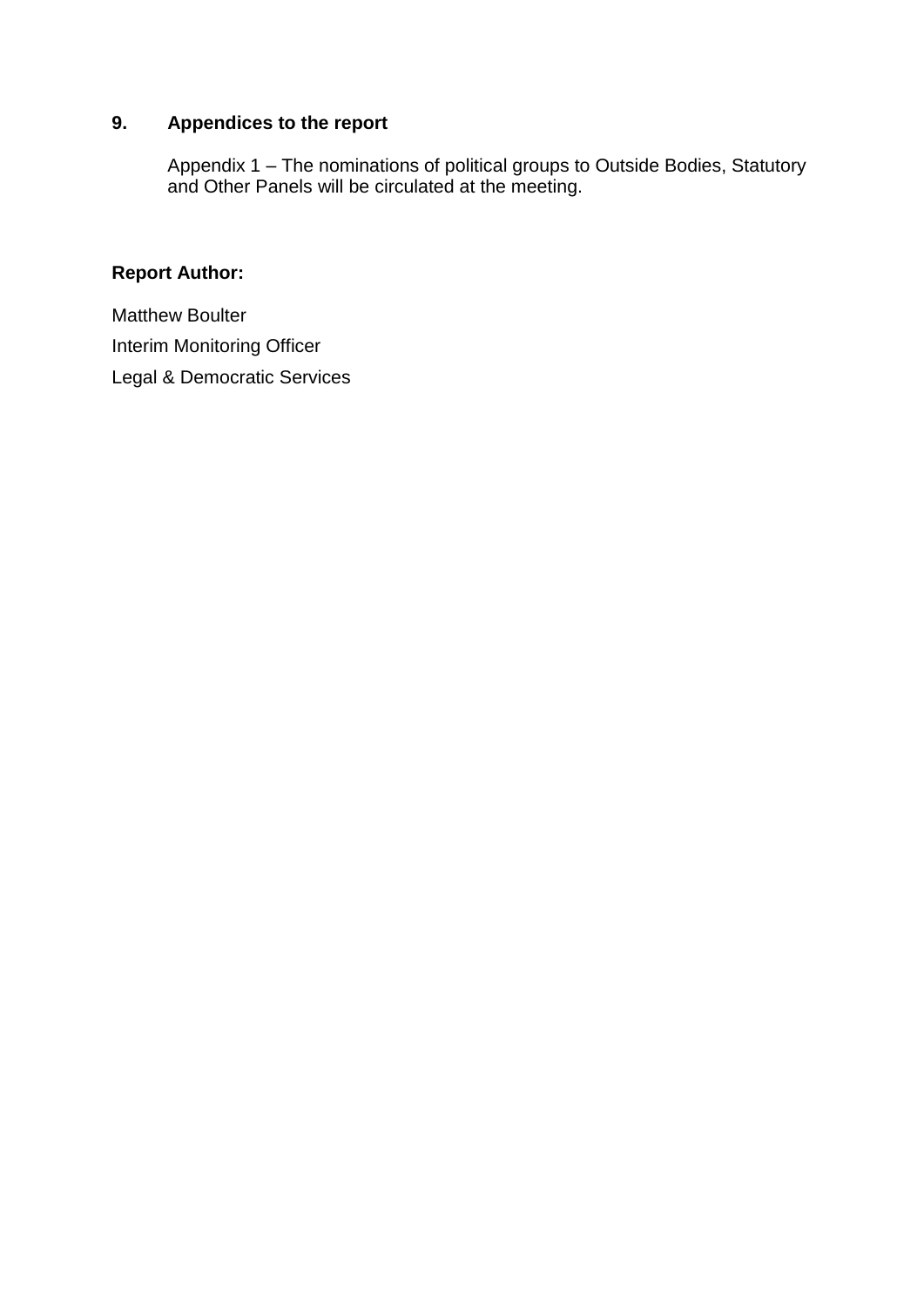## 9. Appendices to the report

Appendix 1 – The nominations of political groups to Outside Bodies, Statutory and Other Panels will be circulated at the meeting.

**Report Author:**

Matthew Boulter

Interim Monitoring Officer

Legal & Democratic Services